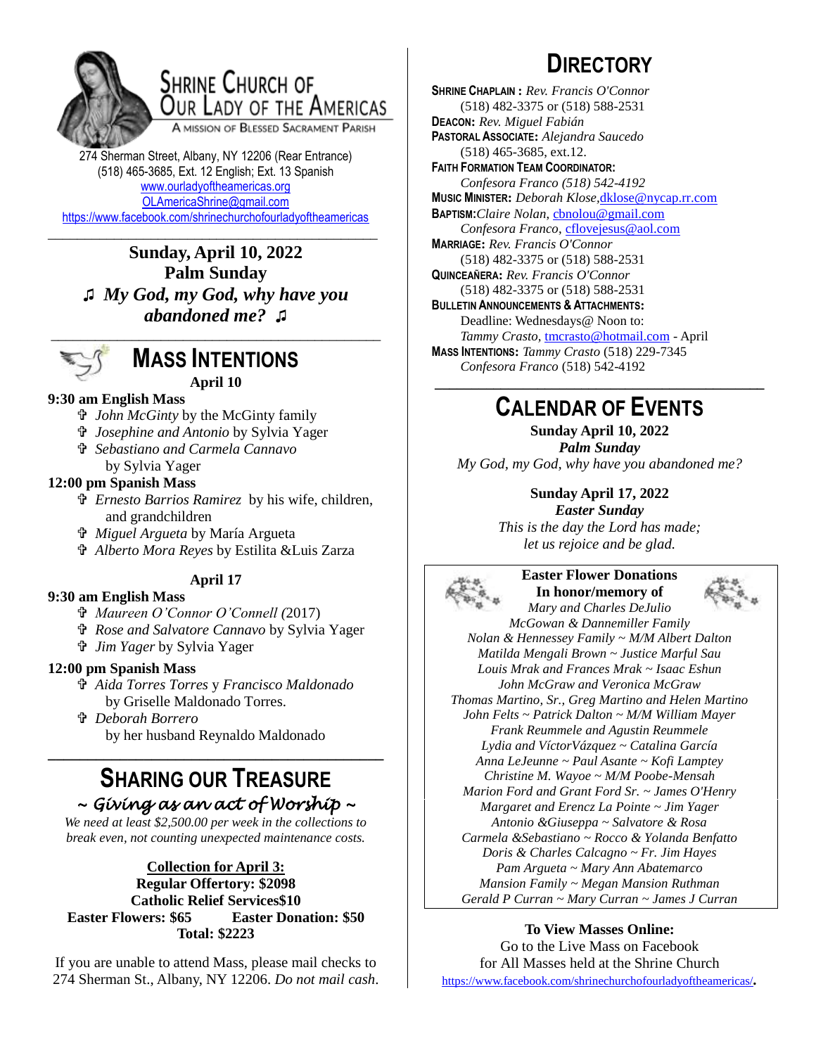# Shrine Church of Our Lady of the Americas

A Mission of Blessed Sacrament Parish

274 Sherman Street, Albany, NY 12206 (Rear Entrance)
(518) 465-3685, Ext. 12 English; Ext. 13 Spanish
www.ourladyoftheamericas.org
OLAmericaShrine@gmail.com
https://www.facebook.com/shrinechurchofourladyoftheamericas

**Sunday, April 10, 2022**
**Palm Sunday**
♫ ***My God, my God, why have you abandoned me?*** ♫

## Mass Intentions

**April 10**

**9:30 am English Mass**

- ✞ *John McGinty* by the McGinty family
- ✞ *Josephine and Antonio* by Sylvia Yager
- ✞ *Sebastiano and Carmela Cannavo* by Sylvia Yager

**12:00 pm Spanish Mass**

- ✞ *Ernesto Barrios Ramirez* by his wife, children, and grandchildren
- ✞ *Miguel Argueta* by María Argueta
- ✞ *Alberto Mora Reyes* by Estilita &Luis Zarza

**April 17**

**9:30 am English Mass**

- ✞ *Maureen O'Connor O'Connell (*2017)
- ✞ *Rose and Salvatore Cannavo* by Sylvia Yager
- ✞ *Jim Yager* by Sylvia Yager

**12:00 pm Spanish Mass**

- ✞ *Aida Torres Torres* y *Francisco Maldonado* by Griselle Maldonado Torres.
- ✞ *Deborah Borrero* by her husband Reynaldo Maldonado

## Sharing Our Treasure

*~ Giving as an act of Worship ~*

*We need at least $2,500.00 per week in the collections to break even, not counting unexpected maintenance costs.*

**Collection for April 3:**
**Regular Offertory: $2098**
**Catholic Relief Services$10**
**Easter Flowers: $65 Easter Donation: $50**
**Total: $2223**

If you are unable to attend Mass, please mail checks to 274 Sherman St., Albany, NY 12206. *Do not mail cash*.

## Directory

**Shrine Chaplain :** *Rev. Francis O'Connor*
(518) 482-3375 or (518) 588-2531
**Deacon:** *Rev. Miguel Fabián*
**Pastoral Associate:** *Alejandra Saucedo*
(518) 465-3685, ext.12.
**Faith Formation Team Coordinator:**
*Confesora Franco (518) 542-4192*
**Music Minister:** *Deborah Klose*,dklose@nycap.rr.com
**Baptism:***Claire Nolan*, cbnolou@gmail.com
*Confesora Franco*, cflovejesus@aol.com
**Marriage:** *Rev. Francis O'Connor*
(518) 482-3375 or (518) 588-2531
**Quinceañera:** *Rev. Francis O'Connor*
(518) 482-3375 or (518) 588-2531
**Bulletin Announcements & Attachments:**
Deadline: Wednesdays@ Noon to:
*Tammy Crasto*, tmcrasto@hotmail.com - April
**Mass Intentions:** *Tammy Crasto* (518) 229-7345
*Confesora Franco* (518) 542-4192

## Calendar of Events

**Sunday April 10, 2022**
***Palm Sunday***
*My God, my God, why have you abandoned me?*

**Sunday April 17, 2022**
***Easter Sunday***
*This is the day the Lord has made; let us rejoice and be glad.*

**Easter Flower Donations**
**In honor/memory of**
*Mary and Charles DeJulio*
*McGowan & Dannemiller Family*
*Nolan & Hennessey Family ~ M/M Albert Dalton*
*Matilda Mengali Brown ~ Justice Marful Sau*
*Louis Mrak and Frances Mrak ~ Isaac Eshun*
*John McGraw and Veronica McGraw*
*Thomas Martino, Sr., Greg Martino and Helen Martino*
*John Felts ~ Patrick Dalton ~ M/M William Mayer*
*Frank Reummele and Agustin Reummele*
*Lydia and VíctorVázquez ~ Catalina García*
*Anna LeJeunne ~ Paul Asante ~ Kofi Lamptey*
*Christine M. Wayoe ~ M/M Poobe-Mensah*
*Marion Ford and Grant Ford Sr. ~ James O'Henry*
*Margaret and Erencz La Pointe ~ Jim Yager*
*Antonio &Giuseppa ~ Salvatore & Rosa*
*Carmela &Sebastiano ~ Rocco & Yolanda Benfatto*
*Doris & Charles Calcagno ~ Fr. Jim Hayes*
*Pam Argueta ~ Mary Ann Abatemarco*
*Mansion Family ~ Megan Mansion Ruthman*
*Gerald P Curran ~ Mary Curran ~ James J Curran*

**To View Masses Online:**
Go to the Live Mass on Facebook
for All Masses held at the Shrine Church
https://www.facebook.com/shrinechurchofourladyoftheamericas/.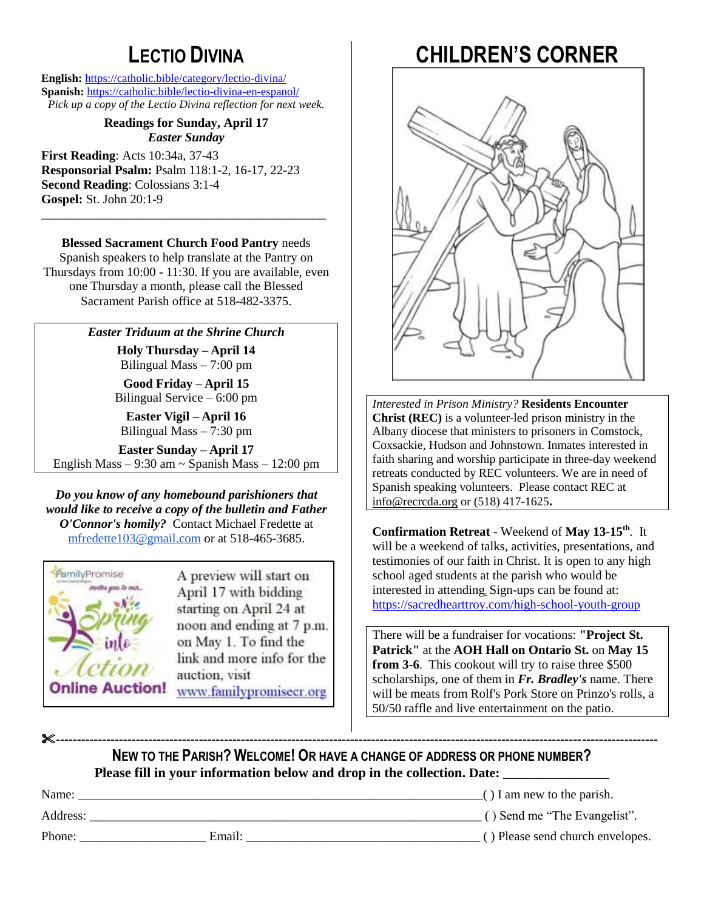# LECTIO DIVINA

**English:** https://catholic.bible/category/lectio-divina/
**Spanish:** https://catholic.bible/lectio-divina-en-espanol/
*Pick up a copy of the Lectio Divina reflection for next week.*

**Readings for Sunday, April 17**
***Easter Sunday***

**First Reading**: Acts 10:34a, 37-43
**Responsorial Psalm:** Psalm 118:1-2, 16-17, 22-23
**Second Reading**: Colossians 3:1-4
**Gospel:** St. John 20:1-9

---

**Blessed Sacrament Church Food Pantry** needs Spanish speakers to help translate at the Pantry on Thursdays from 10:00 - 11:30. If you are available, even one Thursday a month, please call the Blessed Sacrament Parish office at 518-482-3375.

*Easter Triduum at the Shrine Church*

**Holy Thursday – April 14**
Bilingual Mass – 7:00 pm

**Good Friday – April 15**
Bilingual Service – 6:00 pm

**Easter Vigil – April 16**
Bilingual Mass – 7:30 pm

**Easter Sunday – April 17**
English Mass – 9:30 am ~ Spanish Mass – 12:00 pm

***Do you know of any homebound parishioners that would like to receive a copy of the bulletin and Father O'Connor's homily?*** Contact Michael Fredette at mfredette103@gmail.com or at 518-465-3685.

FamilyPromise invites you to our... Spring into Action Online Auction!

A preview will start on April 17 with bidding starting on April 24 at noon and ending at 7 p.m. on May 1. To find the link and more info for the auction, visit www.familypromisecr.org

# CHILDREN'S CORNER

*Interested in Prison Ministry?* **Residents Encounter Christ (REC)** is a volunteer-led prison ministry in the Albany diocese that ministers to prisoners in Comstock, Coxsackie, Hudson and Johnstown. Inmates interested in faith sharing and worship participate in three-day weekend retreats conducted by REC volunteers. We are in need of Spanish speaking volunteers. Please contact REC at info@recrcda.org or (518) 417-1625**.**

**Confirmation Retreat** - Weekend of **May 13-15th**. It will be a weekend of talks, activities, presentations, and testimonies of our faith in Christ. It is open to any high school aged students at the parish who would be interested in attending. Sign-ups can be found at: https://sacredhearttroy.com/high-school-youth-group

There will be a fundraiser for vocations: **"Project St. Patrick"** at the **AOH Hall on Ontario St.** on **May 15 from 3-6**. This cookout will try to raise three $500 scholarships, one of them in ***Fr. Bradley's*** name. There will be meats from Rolf's Pork Store on Prinzo's rolls, a 50/50 raffle and live entertainment on the patio.

---

## NEW TO THE PARISH? WELCOME! OR HAVE A CHANGE OF ADDRESS OR PHONE NUMBER?

**Please fill in your information below and drop in the collection. Date: _______________**

Name: ________________________________________________________________ ( ) I am new to the parish.

Address: ______________________________________________________________ ( ) Send me "The Evangelist".

Phone: ____________________ Email: ____________________________________ ( ) Please send church envelopes.